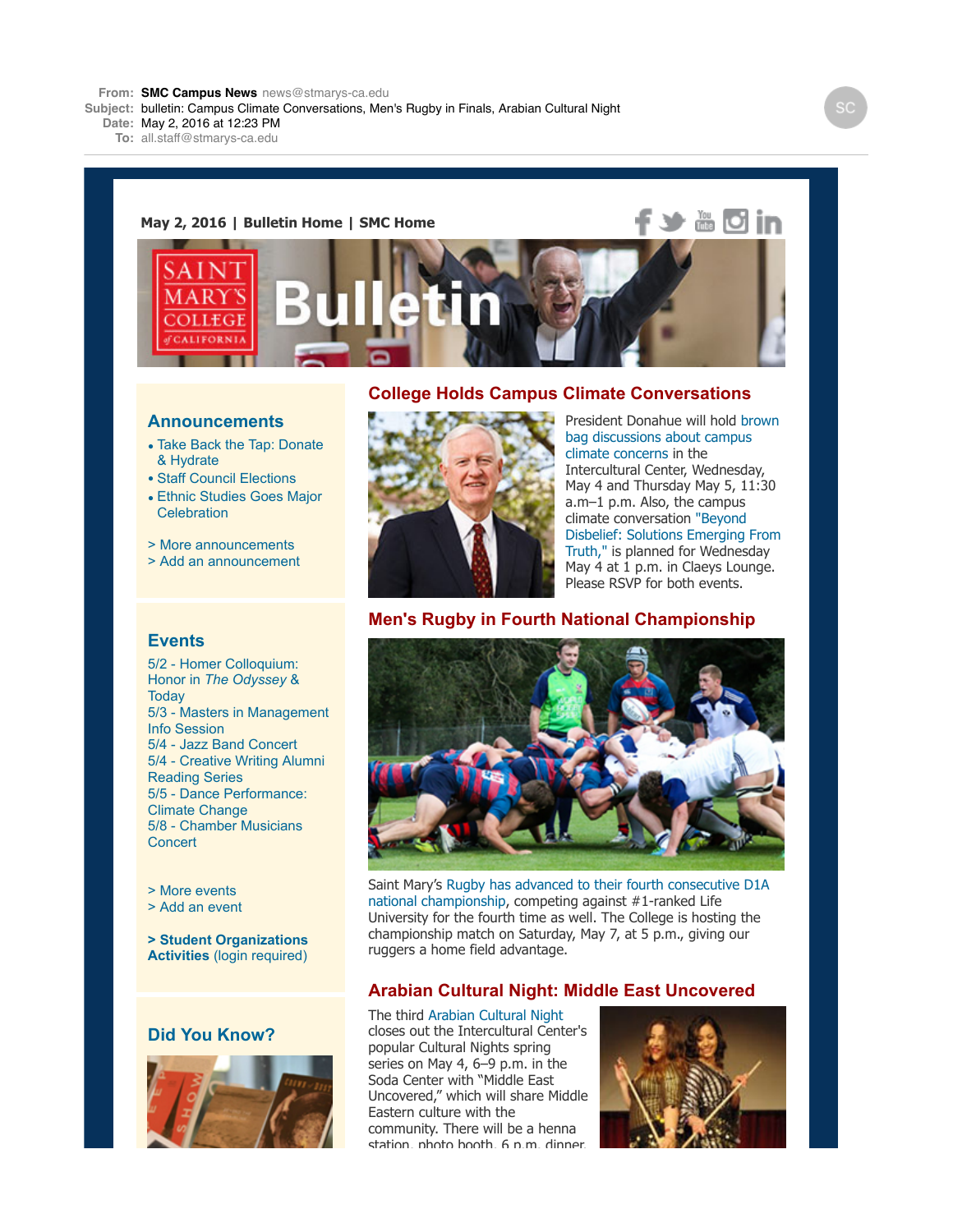**From:** SMC Campus News news@stmarys-ca.edu
**Subject:** bulletin: Campus Climate Conversations, Men's Rugby in Finals, Arabian Cultural Night
**Date:** May 2, 2016 at 12:23 PM
**To:** all.staff@stmarys-ca.edu

**May 2, 2016 | Bulletin Home | SMC Home**

# Saint Mary's College of California Bulletin

## College Holds Campus Climate Conversations

President Donahue will hold brown bag discussions about campus climate concerns in the Intercultural Center, Wednesday, May 4 and Thursday May 5, 11:30 a.m–1 p.m. Also, the campus climate conversation "Beyond Disbelief: Solutions Emerging From Truth," is planned for Wednesday May 4 at 1 p.m. in Claeys Lounge. Please RSVP for both events.

## Men's Rugby in Fourth National Championship

Saint Mary's Rugby has advanced to their fourth consecutive D1A national championship, competing against #1-ranked Life University for the fourth time as well. The College is hosting the championship match on Saturday, May 7, at 5 p.m., giving our ruggers a home field advantage.

## Arabian Cultural Night: Middle East Uncovered

The third Arabian Cultural Night closes out the Intercultural Center's popular Cultural Nights spring series on May 4, 6–9 p.m. in the Soda Center with "Middle East Uncovered," which will share Middle Eastern culture with the community. There will be a henna station, photo booth, 6 p.m. dinner,

## Announcements

- Take Back the Tap: Donate & Hydrate
- Staff Council Elections
- Ethnic Studies Goes Major Celebration

> More announcements
> Add an announcement

## Events

5/2 - Homer Colloquium: Honor in *The Odyssey* & Today
5/3 - Masters in Management Info Session
5/4 - Jazz Band Concert
5/4 - Creative Writing Alumni Reading Series
5/5 - Dance Performance: Climate Change
5/8 - Chamber Musicians Concert

> More events
> Add an event

**> Student Organizations Activities** (login required)

## Did You Know?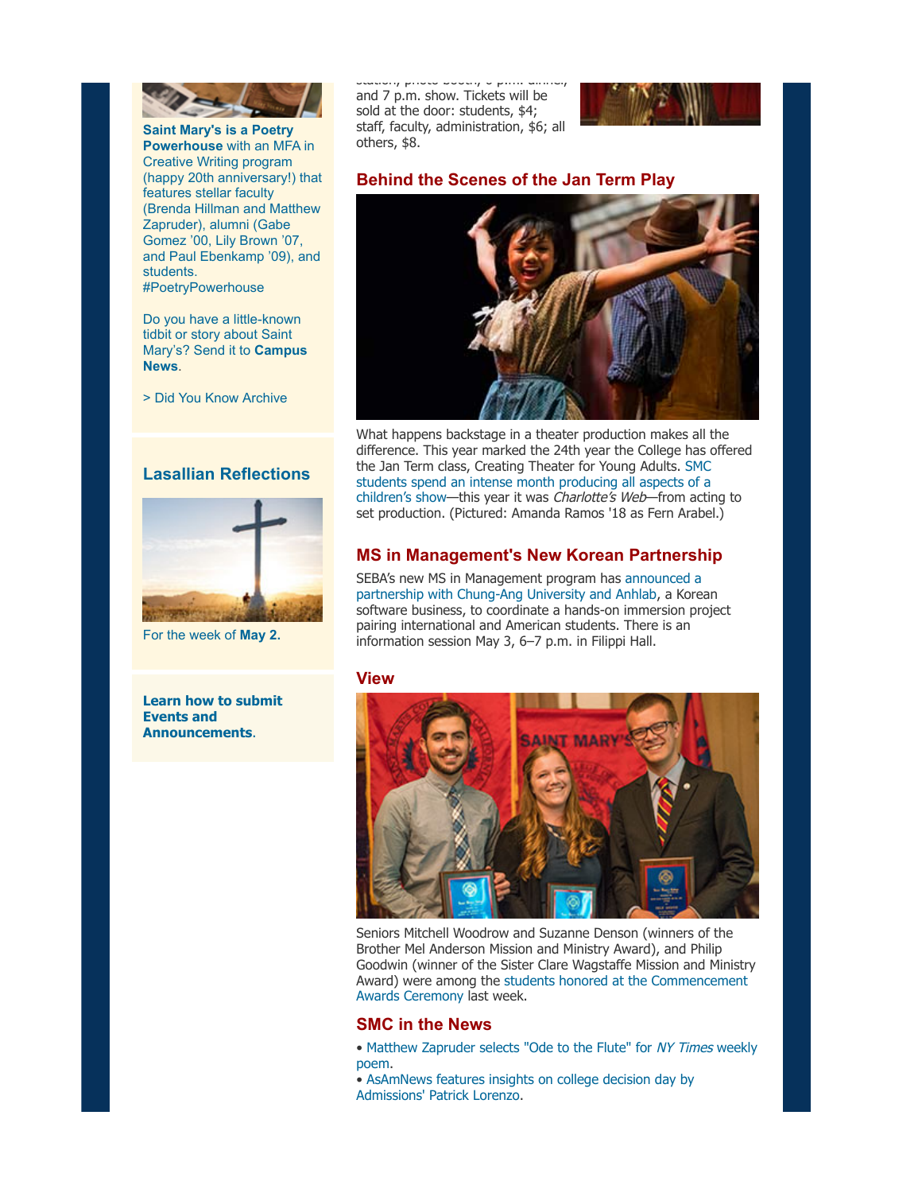**Saint Mary's is a Poetry Powerhouse** with an MFA in Creative Writing program (happy 20th anniversary!) that features stellar faculty (Brenda Hillman and Matthew Zapruder), alumni (Gabe Gomez '00, Lily Brown '07, and Paul Ebenkamp '09), and students. #PoetryPowerhouse

Do you have a little-known tidbit or story about Saint Mary's? Send it to **Campus News**.

> Did You Know Archive

## Lasallian Reflections

For the week of **May 2.**

**Learn how to submit Events and Announcements**.

and 7 p.m. show. Tickets will be sold at the door: students, $4; staff, faculty, administration, $6; all others, $8.

## Behind the Scenes of the Jan Term Play

What happens backstage in a theater production makes all the difference. This year marked the 24th year the College has offered the Jan Term class, Creating Theater for Young Adults. SMC students spend an intense month producing all aspects of a children's show—this year it was *Charlotte's Web*—from acting to set production. (Pictured: Amanda Ramos '18 as Fern Arabel.)

## MS in Management's New Korean Partnership

SEBA's new MS in Management program has announced a partnership with Chung-Ang University and Anhlab, a Korean software business, to coordinate a hands-on immersion project pairing international and American students. There is an information session May 3, 6–7 p.m. in Filippi Hall.

## View

Seniors Mitchell Woodrow and Suzanne Denson (winners of the Brother Mel Anderson Mission and Ministry Award), and Philip Goodwin (winner of the Sister Clare Wagstaffe Mission and Ministry Award) were among the students honored at the Commencement Awards Ceremony last week.

## SMC in the News

- Matthew Zapruder selects "Ode to the Flute" for *NY Times* weekly poem.
- AsAmNews features insights on college decision day by Admissions' Patrick Lorenzo.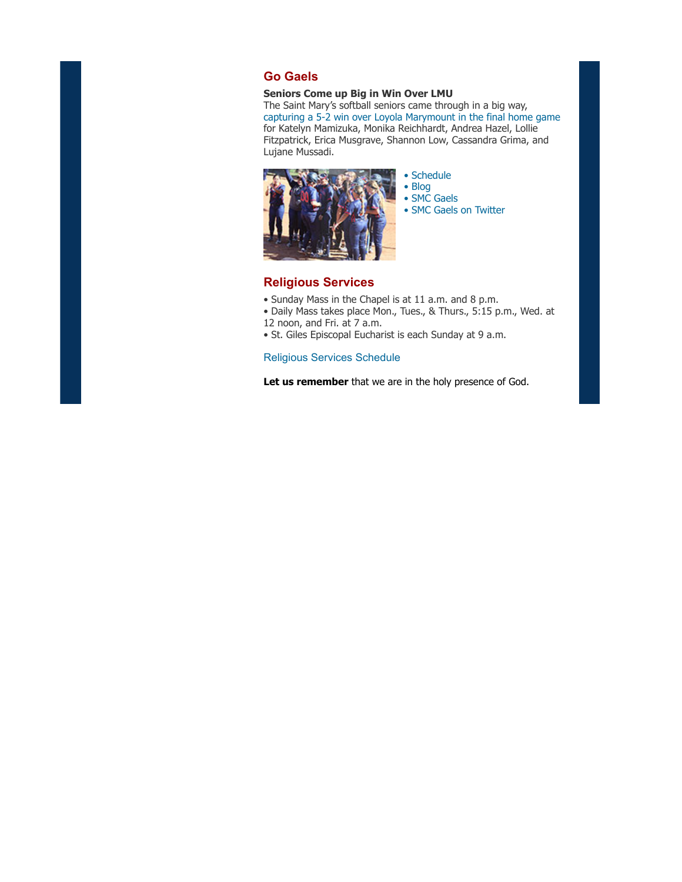## Go Gaels

**Seniors Come up Big in Win Over LMU**

The Saint Mary's softball seniors came through in a big way, capturing a 5-2 win over Loyola Marymount in the final home game for Katelyn Mamizuka, Monika Reichhardt, Andrea Hazel, Lollie Fitzpatrick, Erica Musgrave, Shannon Low, Cassandra Grima, and Lujane Mussadi.

- Schedule
- Blog
- SMC Gaels
- SMC Gaels on Twitter

## Religious Services

- Sunday Mass in the Chapel is at 11 a.m. and 8 p.m.
- Daily Mass takes place Mon., Tues., & Thurs., 5:15 p.m., Wed. at 12 noon, and Fri. at 7 a.m.
- St. Giles Episcopal Eucharist is each Sunday at 9 a.m.

Religious Services Schedule

**Let us remember** that we are in the holy presence of God.